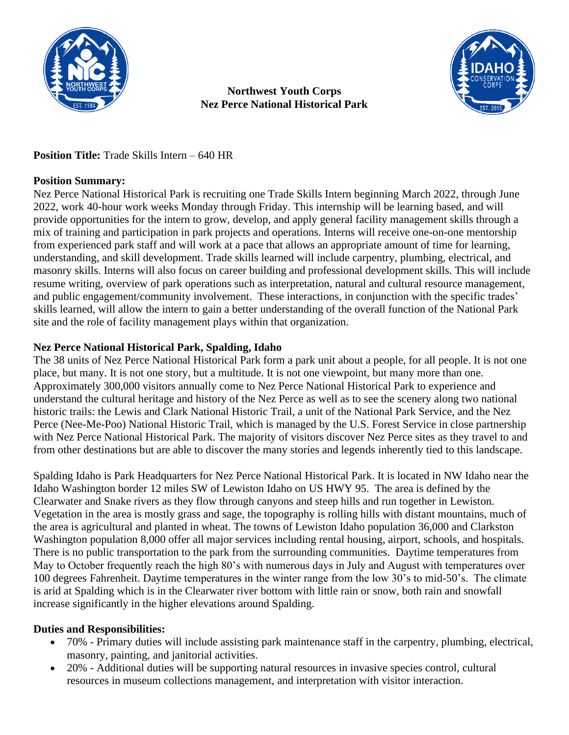**Northwest Youth Corps**
**Nez Perce National Historical Park**

**Position Title:** Trade Skills Intern – 640 HR

**Position Summary:**
Nez Perce National Historical Park is recruiting one Trade Skills Intern beginning March 2022, through June 2022, work 40-hour work weeks Monday through Friday. This internship will be learning based, and will provide opportunities for the intern to grow, develop, and apply general facility management skills through a mix of training and participation in park projects and operations. Interns will receive one-on-one mentorship from experienced park staff and will work at a pace that allows an appropriate amount of time for learning, understanding, and skill development. Trade skills learned will include carpentry, plumbing, electrical, and masonry skills. Interns will also focus on career building and professional development skills. This will include resume writing, overview of park operations such as interpretation, natural and cultural resource management, and public engagement/community involvement. These interactions, in conjunction with the specific trades' skills learned, will allow the intern to gain a better understanding of the overall function of the National Park site and the role of facility management plays within that organization.

**Nez Perce National Historical Park, Spalding, Idaho**
The 38 units of Nez Perce National Historical Park form a park unit about a people, for all people. It is not one place, but many. It is not one story, but a multitude. It is not one viewpoint, but many more than one. Approximately 300,000 visitors annually come to Nez Perce National Historical Park to experience and understand the cultural heritage and history of the Nez Perce as well as to see the scenery along two national historic trails: the Lewis and Clark National Historic Trail, a unit of the National Park Service, and the Nez Perce (Nee-Me-Poo) National Historic Trail, which is managed by the U.S. Forest Service in close partnership with Nez Perce National Historical Park. The majority of visitors discover Nez Perce sites as they travel to and from other destinations but are able to discover the many stories and legends inherently tied to this landscape.

Spalding Idaho is Park Headquarters for Nez Perce National Historical Park. It is located in NW Idaho near the Idaho Washington border 12 miles SW of Lewiston Idaho on US HWY 95. The area is defined by the Clearwater and Snake rivers as they flow through canyons and steep hills and run together in Lewiston. Vegetation in the area is mostly grass and sage, the topography is rolling hills with distant mountains, much of the area is agricultural and planted in wheat. The towns of Lewiston Idaho population 36,000 and Clarkston Washington population 8,000 offer all major services including rental housing, airport, schools, and hospitals. There is no public transportation to the park from the surrounding communities. Daytime temperatures from May to October frequently reach the high 80's with numerous days in July and August with temperatures over 100 degrees Fahrenheit. Daytime temperatures in the winter range from the low 30's to mid-50's. The climate is arid at Spalding which is in the Clearwater river bottom with little rain or snow, both rain and snowfall increase significantly in the higher elevations around Spalding.

**Duties and Responsibilities:**

- 70% - Primary duties will include assisting park maintenance staff in the carpentry, plumbing, electrical, masonry, painting, and janitorial activities.
- 20% - Additional duties will be supporting natural resources in invasive species control, cultural resources in museum collections management, and interpretation with visitor interaction.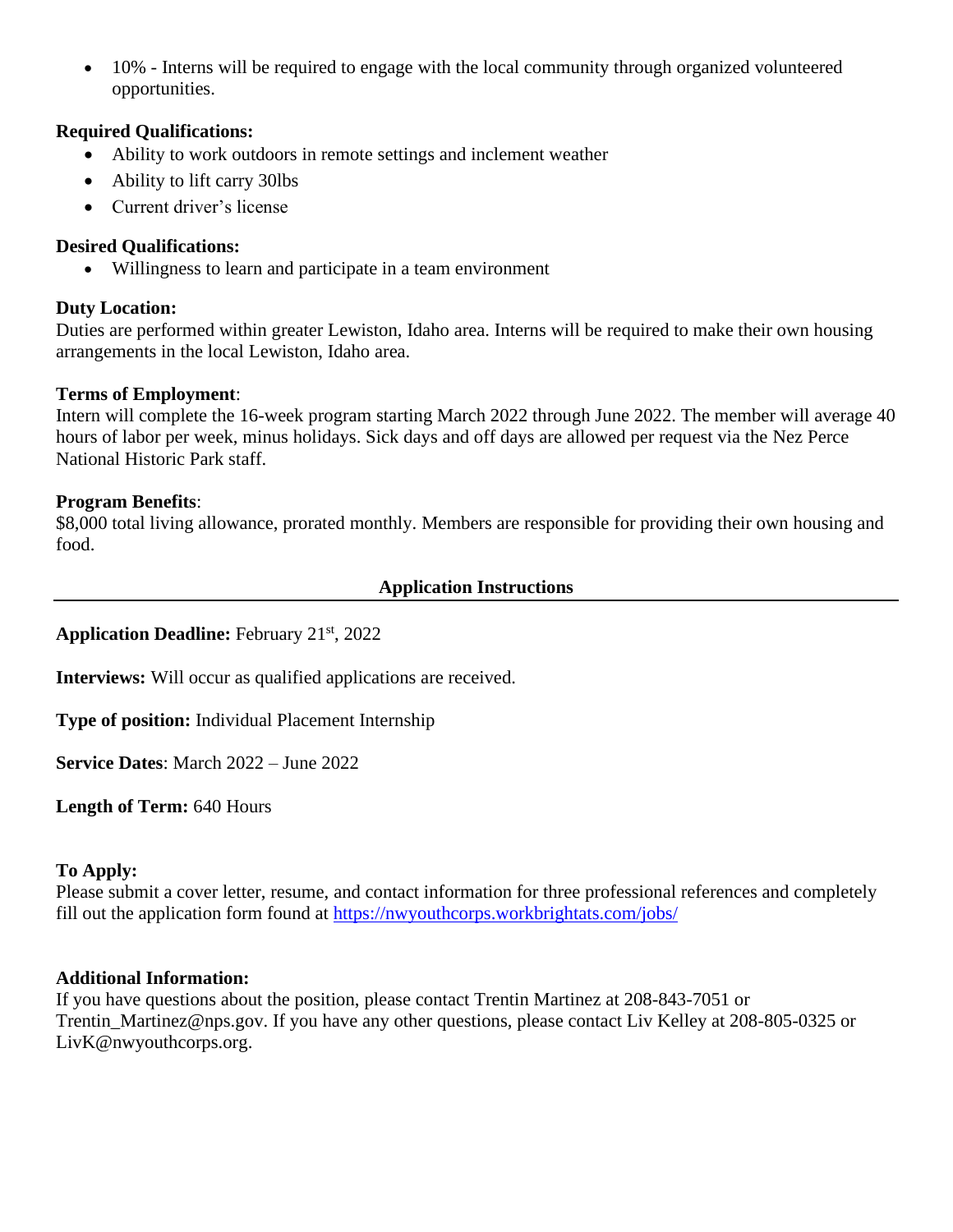- 10% - Interns will be required to engage with the local community through organized volunteered opportunities.

**Required Qualifications:**

- Ability to work outdoors in remote settings and inclement weather
- Ability to lift carry 30lbs
- Current driver's license

**Desired Qualifications:**

- Willingness to learn and participate in a team environment

**Duty Location:**
Duties are performed within greater Lewiston, Idaho area. Interns will be required to make their own housing arrangements in the local Lewiston, Idaho area.

**Terms of Employment**:
Intern will complete the 16-week program starting March 2022 through June 2022. The member will average 40 hours of labor per week, minus holidays. Sick days and off days are allowed per request via the Nez Perce National Historic Park staff.

**Program Benefits**:
$8,000 total living allowance, prorated monthly. Members are responsible for providing their own housing and food.

## Application Instructions

**Application Deadline:** February 21st, 2022

**Interviews:** Will occur as qualified applications are received.

**Type of position:** Individual Placement Internship

**Service Dates**: March 2022 – June 2022

**Length of Term:** 640 Hours

**To Apply:**
Please submit a cover letter, resume, and contact information for three professional references and completely fill out the application form found at https://nwyouthcorps.workbrightats.com/jobs/

**Additional Information:**
If you have questions about the position, please contact Trentin Martinez at 208-843-7051 or Trentin_Martinez@nps.gov. If you have any other questions, please contact Liv Kelley at 208-805-0325 or LivK@nwyouthcorps.org.